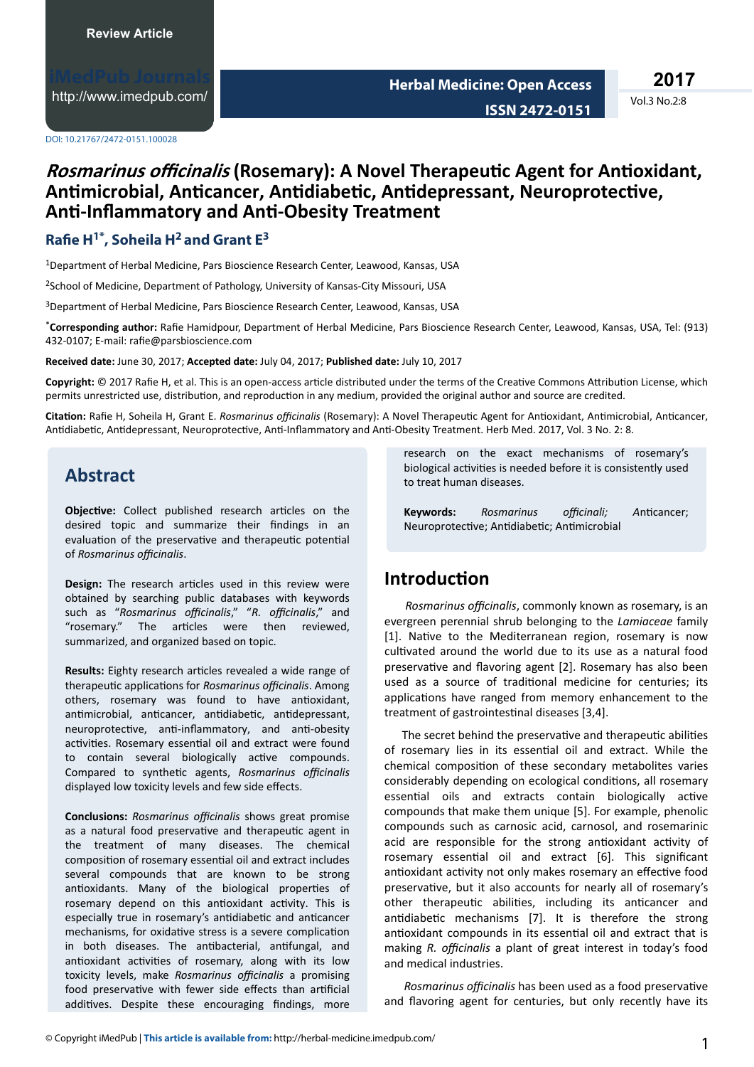Review Article

DOI: 10.21767/2472-0151.100028

# *Rosmarinus officinalis* (Rosemary): A Novel Therapeutic Agent for Antioxidant, Antimicrobial, Anticancer, Antidiabetic, Antidepressant, Neuroprotective, Anti-Inflammatory and Anti-Obesity Treatment

**Rafie H[1*], Soheila H[2] and Grant E[3]**

[1]Department of Herbal Medicine, Pars Bioscience Research Center, Leawood, Kansas, USA

[2]School of Medicine, Department of Pathology, University of Kansas-City Missouri, USA

[3]Department of Herbal Medicine, Pars Bioscience Research Center, Leawood, Kansas, USA

[*]**Corresponding author:** Rafie Hamidpour, Department of Herbal Medicine, Pars Bioscience Research Center, Leawood, Kansas, USA, Tel: (913) 432-0107; E-mail: rafie@parsbioscience.com

**Received date:** June 30, 2017; **Accepted date:** July 04, 2017; **Published date:** July 10, 2017

**Copyright:** © 2017 Rafie H, et al. This is an open-access article distributed under the terms of the Creative Commons Attribution License, which permits unrestricted use, distribution, and reproduction in any medium, provided the original author and source are credited.

**Citation:** Rafie H, Soheila H, Grant E. *Rosmarinus officinalis* (Rosemary): A Novel Therapeutic Agent for Antioxidant, Antimicrobial, Anticancer, Antidiabetic, Antidepressant, Neuroprotective, Anti-Inflammatory and Anti-Obesity Treatment. Herb Med. 2017, Vol. 3 No. 2: 8.

## Abstract

**Objective:** Collect published research articles on the desired topic and summarize their findings in an evaluation of the preservative and therapeutic potential of *Rosmarinus officinalis*.

**Design:** The research articles used in this review were obtained by searching public databases with keywords such as "*Rosmarinus officinalis*," "*R. officinalis*," and "rosemary." The articles were then reviewed, summarized, and organized based on topic.

**Results:** Eighty research articles revealed a wide range of therapeutic applications for *Rosmarinus officinalis*. Among others, rosemary was found to have antioxidant, antimicrobial, anticancer, antidiabetic, antidepressant, neuroprotective, anti-inflammatory, and anti-obesity activities. Rosemary essential oil and extract were found to contain several biologically active compounds. Compared to synthetic agents, *Rosmarinus officinalis* displayed low toxicity levels and few side effects.

**Conclusions:** *Rosmarinus officinalis* shows great promise as a natural food preservative and therapeutic agent in the treatment of many diseases. The chemical composition of rosemary essential oil and extract includes several compounds that are known to be strong antioxidants. Many of the biological properties of rosemary depend on this antioxidant activity. This is especially true in rosemary's antidiabetic and anticancer mechanisms, for oxidative stress is a severe complication in both diseases. The antibacterial, antifungal, and antioxidant activities of rosemary, along with its low toxicity levels, make *Rosmarinus officinalis* a promising food preservative with fewer side effects than artificial additives. Despite these encouraging findings, more research on the exact mechanisms of rosemary's biological activities is needed before it is consistently used to treat human diseases.

**Keywords:** *Rosmarinus officinali;* Anticancer; Neuroprotective; Antidiabetic; Antimicrobial

## Introduction

*Rosmarinus officinalis*, commonly known as rosemary, is an evergreen perennial shrub belonging to the *Lamiaceae* family [1]. Native to the Mediterranean region, rosemary is now cultivated around the world due to its use as a natural food preservative and flavoring agent [2]. Rosemary has also been used as a source of traditional medicine for centuries; its applications have ranged from memory enhancement to the treatment of gastrointestinal diseases [3,4].

The secret behind the preservative and therapeutic abilities of rosemary lies in its essential oil and extract. While the chemical composition of these secondary metabolites varies considerably depending on ecological conditions, all rosemary essential oils and extracts contain biologically active compounds that make them unique [5]. For example, phenolic compounds such as carnosic acid, carnosol, and rosemarinic acid are responsible for the strong antioxidant activity of rosemary essential oil and extract [6]. This significant antioxidant activity not only makes rosemary an effective food preservative, but it also accounts for nearly all of rosemary's other therapeutic abilities, including its anticancer and antidiabetic mechanisms [7]. It is therefore the strong antioxidant compounds in its essential oil and extract that is making *R. officinalis* a plant of great interest in today's food and medical industries.

*Rosmarinus officinalis* has been used as a food preservative and flavoring agent for centuries, but only recently have its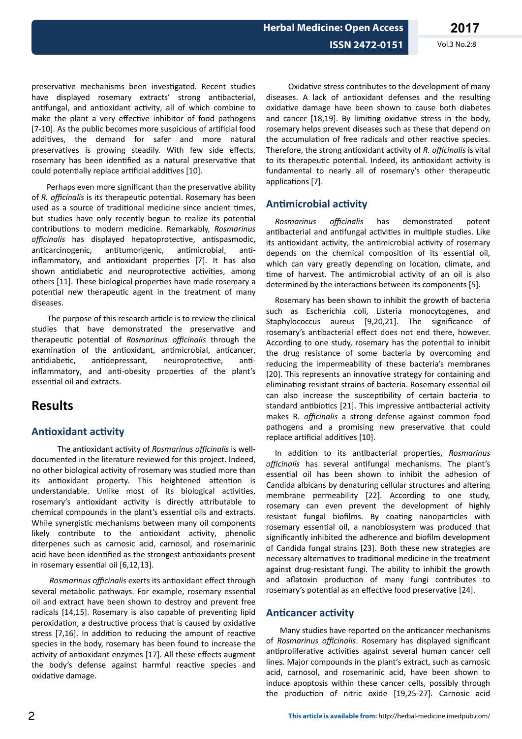preservative mechanisms been investigated. Recent studies have displayed rosemary extracts' strong antibacterial, antifungal, and antioxidant activity, all of which combine to make the plant a very effective inhibitor of food pathogens [7-10]. As the public becomes more suspicious of artificial food additives, the demand for safer and more natural preservatives is growing steadily. With few side effects, rosemary has been identified as a natural preservative that could potentially replace artificial additives [10].

Perhaps even more significant than the preservative ability of *R. officinalis* is its therapeutic potential. Rosemary has been used as a source of traditional medicine since ancient times, but studies have only recently begun to realize its potential contributions to modern medicine. Remarkably, *Rosmarinus officinalis* has displayed hepatoprotective, antispasmodic, anticarcinogenic, antitumorigenic, antimicrobial, anti-inflammatory, and antioxidant properties [7]. It has also shown antidiabetic and neuroprotective activities, among others [11]. These biological properties have made rosemary a potential new therapeutic agent in the treatment of many diseases.

The purpose of this research article is to review the clinical studies that have demonstrated the preservative and therapeutic potential of *Rosmarinus officinalis* through the examination of the antioxidant, antimicrobial, anticancer, antidiabetic, antidepressant, neuroprotective, anti-inflammatory, and anti-obesity properties of the plant's essential oil and extracts.

# Results

## Antioxidant activity

The antioxidant activity of *Rosmarinus officinalis* is well-documented in the literature reviewed for this project. Indeed, no other biological activity of rosemary was studied more than its antioxidant property. This heightened attention is understandable. Unlike most of its biological activities, rosemary's antioxidant activity is directly attributable to chemical compounds in the plant's essential oils and extracts. While synergistic mechanisms between many oil components likely contribute to the antioxidant activity, phenolic diterpenes such as carnosic acid, carnosol, and rosemarinic acid have been identified as the strongest antioxidants present in rosemary essential oil [6,12,13].

*Rosmarinus officinalis* exerts its antioxidant effect through several metabolic pathways. For example, rosemary essential oil and extract have been shown to destroy and prevent free radicals [14,15]. Rosemary is also capable of preventing lipid peroxidation, a destructive process that is caused by oxidative stress [7,16]. In addition to reducing the amount of reactive species in the body, rosemary has been found to increase the activity of antioxidant enzymes [17]. All these effects augment the body's defense against harmful reactive species and oxidative damage.

Oxidative stress contributes to the development of many diseases. A lack of antioxidant defenses and the resulting oxidative damage have been shown to cause both diabetes and cancer [18,19]. By limiting oxidative stress in the body, rosemary helps prevent diseases such as these that depend on the accumulation of free radicals and other reactive species. Therefore, the strong antioxidant activity of *R. officinalis* is vital to its therapeutic potential. Indeed, its antioxidant activity is fundamental to nearly all of rosemary's other therapeutic applications [7].

## Antimicrobial activity

*Rosmarinus officinalis* has demonstrated potent antibacterial and antifungal activities in multiple studies. Like its antioxidant activity, the antimicrobial activity of rosemary depends on the chemical composition of its essential oil, which can vary greatly depending on location, climate, and time of harvest. The antimicrobial activity of an oil is also determined by the interactions between its components [5].

Rosemary has been shown to inhibit the growth of bacteria such as Escherichia coli, Listeria monocytogenes, and Staphylococcus aureus [9,20,21]. The significance of rosemary's antibacterial effect does not end there, however. According to one study, rosemary has the potential to inhibit the drug resistance of some bacteria by overcoming and reducing the impermeability of these bacteria's membranes [20]. This represents an innovative strategy for containing and eliminating resistant strains of bacteria. Rosemary essential oil can also increase the susceptibility of certain bacteria to standard antibiotics [21]. This impressive antibacterial activity makes R. *officinalis* a strong defense against common food pathogens and a promising new preservative that could replace artificial additives [10].

In addition to its antibacterial properties, *Rosmarinus officinalis* has several antifungal mechanisms. The plant's essential oil has been shown to inhibit the adhesion of Candida albicans by denaturing cellular structures and altering membrane permeability [22]. According to one study, rosemary can even prevent the development of highly resistant fungal biofilms. By coating nanoparticles with rosemary essential oil, a nanobiosystem was produced that significantly inhibited the adherence and biofilm development of Candida fungal strains [23]. Both these new strategies are necessary alternatives to traditional medicine in the treatment against drug-resistant fungi. The ability to inhibit the growth and aflatoxin production of many fungi contributes to rosemary's potential as an effective food preservative [24].

## Anticancer activity

Many studies have reported on the anticancer mechanisms of *Rosmarinus officinalis*. Rosemary has displayed significant antiproliferative activities against several human cancer cell lines. Major compounds in the plant's extract, such as carnosic acid, carnosol, and rosemarinic acid, have been shown to induce apoptosis within these cancer cells, possibly through the production of nitric oxide [19,25-27]. Carnosic acid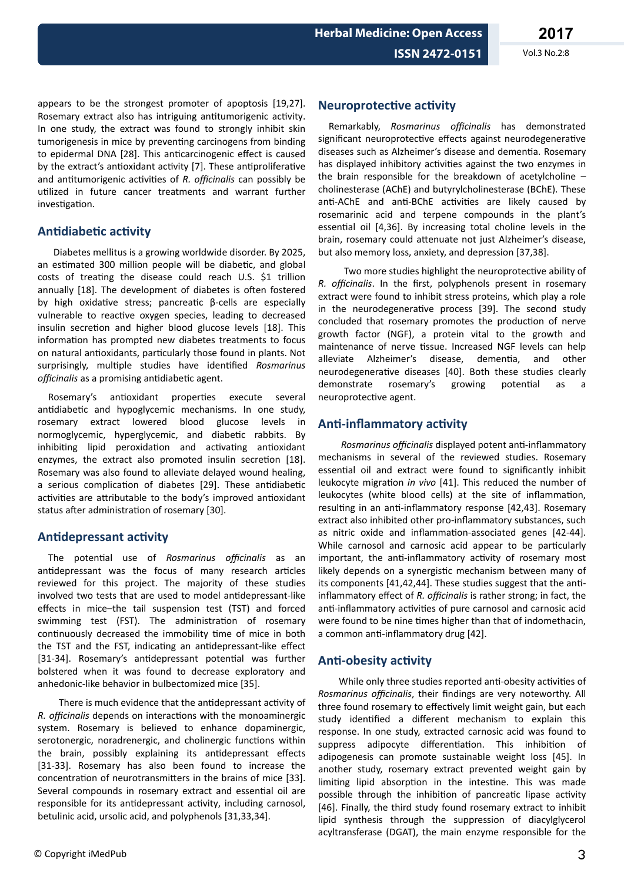appears to be the strongest promoter of apoptosis [19,27]. Rosemary extract also has intriguing antitumorigenic activity. In one study, the extract was found to strongly inhibit skin tumorigenesis in mice by preventing carcinogens from binding to epidermal DNA [28]. This anticarcinogenic effect is caused by the extract's antioxidant activity [7]. These antiproliferative and antitumorigenic activities of *R. officinalis* can possibly be utilized in future cancer treatments and warrant further investigation.

## Antidiabetic activity

Diabetes mellitus is a growing worldwide disorder. By 2025, an estimated 300 million people will be diabetic, and global costs of treating the disease could reach U.S. $1 trillion annually [18]. The development of diabetes is often fostered by high oxidative stress; pancreatic β-cells are especially vulnerable to reactive oxygen species, leading to decreased insulin secretion and higher blood glucose levels [18]. This information has prompted new diabetes treatments to focus on natural antioxidants, particularly those found in plants. Not surprisingly, multiple studies have identified *Rosmarinus officinalis* as a promising antidiabetic agent.

Rosemary's antioxidant properties execute several antidiabetic and hypoglycemic mechanisms. In one study, rosemary extract lowered blood glucose levels in normoglycemic, hyperglycemic, and diabetic rabbits. By inhibiting lipid peroxidation and activating antioxidant enzymes, the extract also promoted insulin secretion [18]. Rosemary was also found to alleviate delayed wound healing, a serious complication of diabetes [29]. These antidiabetic activities are attributable to the body's improved antioxidant status after administration of rosemary [30].

## Antidepressant activity

The potential use of *Rosmarinus officinalis* as an antidepressant was the focus of many research articles reviewed for this project. The majority of these studies involved two tests that are used to model antidepressant-like effects in mice–the tail suspension test (TST) and forced swimming test (FST). The administration of rosemary continuously decreased the immobility time of mice in both the TST and the FST, indicating an antidepressant-like effect [31-34]. Rosemary's antidepressant potential was further bolstered when it was found to decrease exploratory and anhedonic-like behavior in bulbectomized mice [35].

There is much evidence that the antidepressant activity of *R. officinalis* depends on interactions with the monoaminergic system. Rosemary is believed to enhance dopaminergic, serotonergic, noradrenergic, and cholinergic functions within the brain, possibly explaining its antidepressant effects [31-33]. Rosemary has also been found to increase the concentration of neurotransmitters in the brains of mice [33]. Several compounds in rosemary extract and essential oil are responsible for its antidepressant activity, including carnosol, betulinic acid, ursolic acid, and polyphenols [31,33,34].

## Neuroprotective activity

Remarkably, *Rosmarinus officinalis* has demonstrated significant neuroprotective effects against neurodegenerative diseases such as Alzheimer's disease and dementia. Rosemary has displayed inhibitory activities against the two enzymes in the brain responsible for the breakdown of acetylcholine – cholinesterase (AChE) and butyrylcholinesterase (BChE). These anti-AChE and anti-BChE activities are likely caused by rosemarinic acid and terpene compounds in the plant's essential oil [4,36]. By increasing total choline levels in the brain, rosemary could attenuate not just Alzheimer's disease, but also memory loss, anxiety, and depression [37,38].

Two more studies highlight the neuroprotective ability of *R. officinalis*. In the first, polyphenols present in rosemary extract were found to inhibit stress proteins, which play a role in the neurodegenerative process [39]. The second study concluded that rosemary promotes the production of nerve growth factor (NGF), a protein vital to the growth and maintenance of nerve tissue. Increased NGF levels can help alleviate Alzheimer's disease, dementia, and other neurodegenerative diseases [40]. Both these studies clearly demonstrate rosemary's growing potential as a neuroprotective agent.

## Anti-inflammatory activity

*Rosmarinus officinalis* displayed potent anti-inflammatory mechanisms in several of the reviewed studies. Rosemary essential oil and extract were found to significantly inhibit leukocyte migration *in vivo* [41]. This reduced the number of leukocytes (white blood cells) at the site of inflammation, resulting in an anti-inflammatory response [42,43]. Rosemary extract also inhibited other pro-inflammatory substances, such as nitric oxide and inflammation-associated genes [42-44]. While carnosol and carnosic acid appear to be particularly important, the anti-inflammatory activity of rosemary most likely depends on a synergistic mechanism between many of its components [41,42,44]. These studies suggest that the anti-inflammatory effect of *R. officinalis* is rather strong; in fact, the anti-inflammatory activities of pure carnosol and carnosic acid were found to be nine times higher than that of indomethacin, a common anti-inflammatory drug [42].

## Anti-obesity activity

While only three studies reported anti-obesity activities of *Rosmarinus officinalis*, their findings are very noteworthy. All three found rosemary to effectively limit weight gain, but each study identified a different mechanism to explain this response. In one study, extracted carnosic acid was found to suppress adipocyte differentiation. This inhibition of adipogenesis can promote sustainable weight loss [45]. In another study, rosemary extract prevented weight gain by limiting lipid absorption in the intestine. This was made possible through the inhibition of pancreatic lipase activity [46]. Finally, the third study found rosemary extract to inhibit lipid synthesis through the suppression of diacylglycerol acyltransferase (DGAT), the main enzyme responsible for the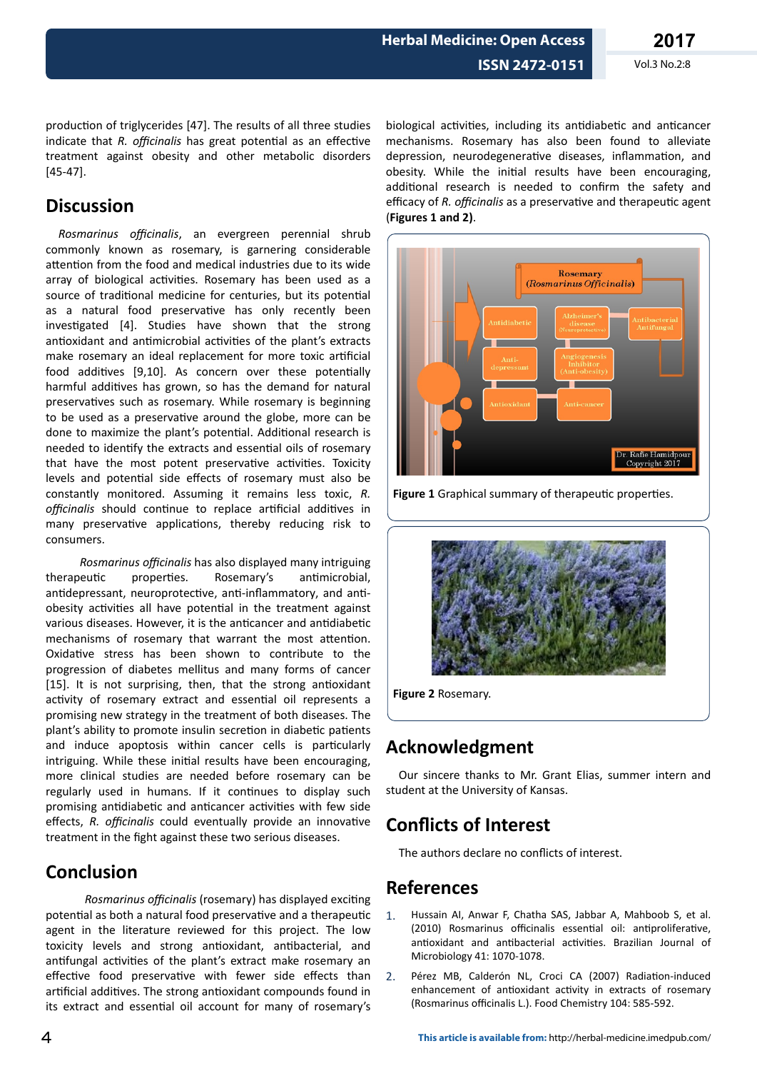production of triglycerides [47]. The results of all three studies indicate that *R. officinalis* has great potential as an effective treatment against obesity and other metabolic disorders [45-47].

## Discussion

*Rosmarinus officinalis*, an evergreen perennial shrub commonly known as rosemary, is garnering considerable attention from the food and medical industries due to its wide array of biological activities. Rosemary has been used as a source of traditional medicine for centuries, but its potential as a natural food preservative has only recently been investigated [4]. Studies have shown that the strong antioxidant and antimicrobial activities of the plant's extracts make rosemary an ideal replacement for more toxic artificial food additives [9,10]. As concern over these potentially harmful additives has grown, so has the demand for natural preservatives such as rosemary. While rosemary is beginning to be used as a preservative around the globe, more can be done to maximize the plant's potential. Additional research is needed to identify the extracts and essential oils of rosemary that have the most potent preservative activities. Toxicity levels and potential side effects of rosemary must also be constantly monitored. Assuming it remains less toxic, *R. officinalis* should continue to replace artificial additives in many preservative applications, thereby reducing risk to consumers.

*Rosmarinus officinalis* has also displayed many intriguing therapeutic properties. Rosemary's antimicrobial, antidepressant, neuroprotective, anti-inflammatory, and anti-obesity activities all have potential in the treatment against various diseases. However, it is the anticancer and antidiabetic mechanisms of rosemary that warrant the most attention. Oxidative stress has been shown to contribute to the progression of diabetes mellitus and many forms of cancer [15]. It is not surprising, then, that the strong antioxidant activity of rosemary extract and essential oil represents a promising new strategy in the treatment of both diseases. The plant's ability to promote insulin secretion in diabetic patients and induce apoptosis within cancer cells is particularly intriguing. While these initial results have been encouraging, more clinical studies are needed before rosemary can be regularly used in humans. If it continues to display such promising antidiabetic and anticancer activities with few side effects, *R. officinalis* could eventually provide an innovative treatment in the fight against these two serious diseases.

## Conclusion

*Rosmarinus officinalis* (rosemary) has displayed exciting potential as both a natural food preservative and a therapeutic agent in the literature reviewed for this project. The low toxicity levels and strong antioxidant, antibacterial, and antifungal activities of the plant's extract make rosemary an effective food preservative with fewer side effects than artificial additives. The strong antioxidant compounds found in its extract and essential oil account for many of rosemary's biological activities, including its antidiabetic and anticancer mechanisms. Rosemary has also been found to alleviate depression, neurodegenerative diseases, inflammation, and obesity. While the initial results have been encouraging, additional research is needed to confirm the safety and efficacy of *R. officinalis* as a preservative and therapeutic agent (**Figures 1 and 2**).

**Figure 1** Graphical summary of therapeutic properties.

**Figure 2** Rosemary.

## Acknowledgment

Our sincere thanks to Mr. Grant Elias, summer intern and student at the University of Kansas.

## Conflicts of Interest

The authors declare no conflicts of interest.

## References

1. Hussain AI, Anwar F, Chatha SAS, Jabbar A, Mahboob S, et al. (2010) Rosmarinus officinalis essential oil: antiproliferative, antioxidant and antibacterial activities. Brazilian Journal of Microbiology 41: 1070-1078.
2. Pérez MB, Calderón NL, Croci CA (2007) Radiation-induced enhancement of antioxidant activity in extracts of rosemary (Rosmarinus officinalis L.). Food Chemistry 104: 585-592.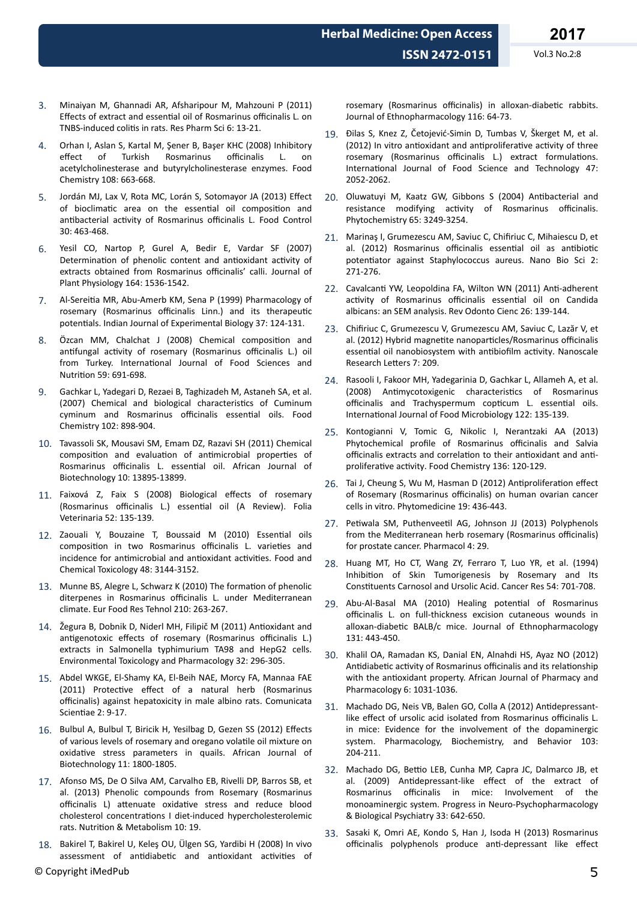3. Minaiyan M, Ghannadi AR, Afsharipour M, Mahzouni P (2011) Effects of extract and essential oil of Rosmarinus officinalis L. on TNBS-induced colitis in rats. Res Pharm Sci 6: 13-21.
4. Orhan I, Aslan S, Kartal M, Şener B, Başer KHC (2008) Inhibitory effect of Turkish Rosmarinus officinalis L. on acetylcholinesterase and butyrylcholinesterase enzymes. Food Chemistry 108: 663-668.
5. Jordán MJ, Lax V, Rota MC, Lorán S, Sotomayor JA (2013) Effect of bioclimatic area on the essential oil composition and antibacterial activity of Rosmarinus officinalis L. Food Control 30: 463-468.
6. Yesil CO, Nartop P, Gurel A, Bedir E, Vardar SF (2007) Determination of phenolic content and antioxidant activity of extracts obtained from Rosmarinus officinalis' calli. Journal of Plant Physiology 164: 1536-1542.
7. Al-Sereitia MR, Abu-Amerb KM, Sena P (1999) Pharmacology of rosemary (Rosmarinus officinalis Linn.) and its therapeutic potentials. Indian Journal of Experimental Biology 37: 124-131.
8. Özcan MM, Chalchat J (2008) Chemical composition and antifungal activity of rosemary (Rosmarinus officinalis L.) oil from Turkey. International Journal of Food Sciences and Nutrition 59: 691-698.
9. Gachkar L, Yadegari D, Rezaei B, Taghizadeh M, Astaneh SA, et al. (2007) Chemical and biological characteristics of Cuminum cyminum and Rosmarinus officinalis essential oils. Food Chemistry 102: 898-904.
10. Tavassoli SK, Mousavi SM, Emam DZ, Razavi SH (2011) Chemical composition and evaluation of antimicrobial properties of Rosmarinus officinalis L. essential oil. African Journal of Biotechnology 10: 13895-13899.
11. Faixová Z, Faix S (2008) Biological effects of rosemary (Rosmarinus officinalis L.) essential oil (A Review). Folia Veterinaria 52: 135-139.
12. Zaouali Y, Bouzaine T, Boussaid M (2010) Essential oils composition in two Rosmarinus officinalis L. varieties and incidence for antimicrobial and antioxidant activities. Food and Chemical Toxicology 48: 3144-3152.
13. Munne BS, Alegre L, Schwarz K (2010) The formation of phenolic diterpenes in Rosmarinus officinalis L. under Mediterranean climate. Eur Food Res Tehnol 210: 263-267.
14. Žegura B, Dobnik D, Niderl MH, Filipič M (2011) Antioxidant and antigenotoxic effects of rosemary (Rosmarinus officinalis L.) extracts in Salmonella typhimurium TA98 and HepG2 cells. Environmental Toxicology and Pharmacology 32: 296-305.
15. Abdel WKGE, El-Shamy KA, El-Beih NAE, Morcy FA, Mannaa FAE (2011) Protective effect of a natural herb (Rosmarinus officinalis) against hepatoxicity in male albino rats. Comunicata Scientiae 2: 9-17.
16. Bulbul A, Bulbul T, Biricik H, Yesilbag D, Gezen SS (2012) Effects of various levels of rosemary and oregano volatile oil mixture on oxidative stress parameters in quails. African Journal of Biotechnology 11: 1800-1805.
17. Afonso MS, De O Silva AM, Carvalho EB, Rivelli DP, Barros SB, et al. (2013) Phenolic compounds from Rosemary (Rosmarinus officinalis L) attenuate oxidative stress and reduce blood cholesterol concentrations I diet-induced hypercholesterolemic rats. Nutrition & Metabolism 10: 19.
18. Bakirel T, Bakirel U, Keleş OU, Ülgen SG, Yardibi H (2008) In vivo assessment of antidiabetic and antioxidant activities of rosemary (Rosmarinus officinalis) in alloxan-diabetic rabbits. Journal of Ethnopharmacology 116: 64-73.
19. Đilas S, Knez Z, Četojević-Simin D, Tumbas V, Škerget M, et al. (2012) In vitro antioxidant and antiproliferative activity of three rosemary (Rosmarinus officinalis L.) extract formulations. International Journal of Food Science and Technology 47: 2052-2062.
20. Oluwatuyi M, Kaatz GW, Gibbons S (2004) Antibacterial and resistance modifying activity of Rosmarinus officinalis. Phytochemistry 65: 3249-3254.
21. Marinaş I, Grumezescu AM, Saviuc C, Chifiriuc C, Mihaiescu D, et al. (2012) Rosmarinus officinalis essential oil as antibiotic potentiator against Staphylococcus aureus. Nano Bio Sci 2: 271-276.
22. Cavalcanti YW, Leopoldina FA, Wilton WN (2011) Anti-adherent activity of Rosmarinus officinalis essential oil on Candida albicans: an SEM analysis. Rev Odonto Cienc 26: 139-144.
23. Chifiriuc C, Grumezescu V, Grumezescu AM, Saviuc C, Lazăr V, et al. (2012) Hybrid magnetite nanoparticles/Rosmarinus officinalis essential oil nanobiosystem with antibiofilm activity. Nanoscale Research Letters 7: 209.
24. Rasooli I, Fakoor MH, Yadegarinia D, Gachkar L, Allameh A, et al. (2008) Antimycotoxigenic characteristics of Rosmarinus officinalis and Trachyspermum copticum L. essential oils. International Journal of Food Microbiology 122: 135-139.
25. Kontogianni V, Tomic G, Nikolic I, Nerantzaki AA (2013) Phytochemical profile of Rosmarinus officinalis and Salvia officinalis extracts and correlation to their antioxidant and anti-proliferative activity. Food Chemistry 136: 120-129.
26. Tai J, Cheung S, Wu M, Hasman D (2012) Antiproliferation effect of Rosemary (Rosmarinus officinalis) on human ovarian cancer cells in vitro. Phytomedicine 19: 436-443.
27. Petiwala SM, Puthenveetil AG, Johnson JJ (2013) Polyphenols from the Mediterranean herb rosemary (Rosmarinus officinalis) for prostate cancer. Pharmacol 4: 29.
28. Huang MT, Ho CT, Wang ZY, Ferraro T, Luo YR, et al. (1994) Inhibition of Skin Tumorigenesis by Rosemary and Its Constituents Carnosol and Ursolic Acid. Cancer Res 54: 701-708.
29. Abu-Al-Basal MA (2010) Healing potential of Rosmarinus officinalis L. on full-thickness excision cutaneous wounds in alloxan-diabetic BALB/c mice. Journal of Ethnopharmacology 131: 443-450.
30. Khalil OA, Ramadan KS, Danial EN, Alnahdi HS, Ayaz NO (2012) Antidiabetic activity of Rosmarinus officinalis and its relationship with the antioxidant property. African Journal of Pharmacy and Pharmacology 6: 1031-1036.
31. Machado DG, Neis VB, Balen GO, Colla A (2012) Antidepressant-like effect of ursolic acid isolated from Rosmarinus officinalis L. in mice: Evidence for the involvement of the dopaminergic system. Pharmacology, Biochemistry, and Behavior 103: 204-211.
32. Machado DG, Bettio LEB, Cunha MP, Capra JC, Dalmarco JB, et al. (2009) Antidepressant-like effect of the extract of Rosmarinus officinalis in mice: Involvement of the monoaminergic system. Progress in Neuro-Psychopharmacology & Biological Psychiatry 33: 642-650.
33. Sasaki K, Omri AE, Kondo S, Han J, Isoda H (2013) Rosmarinus officinalis polyphenols produce anti-depressant like effect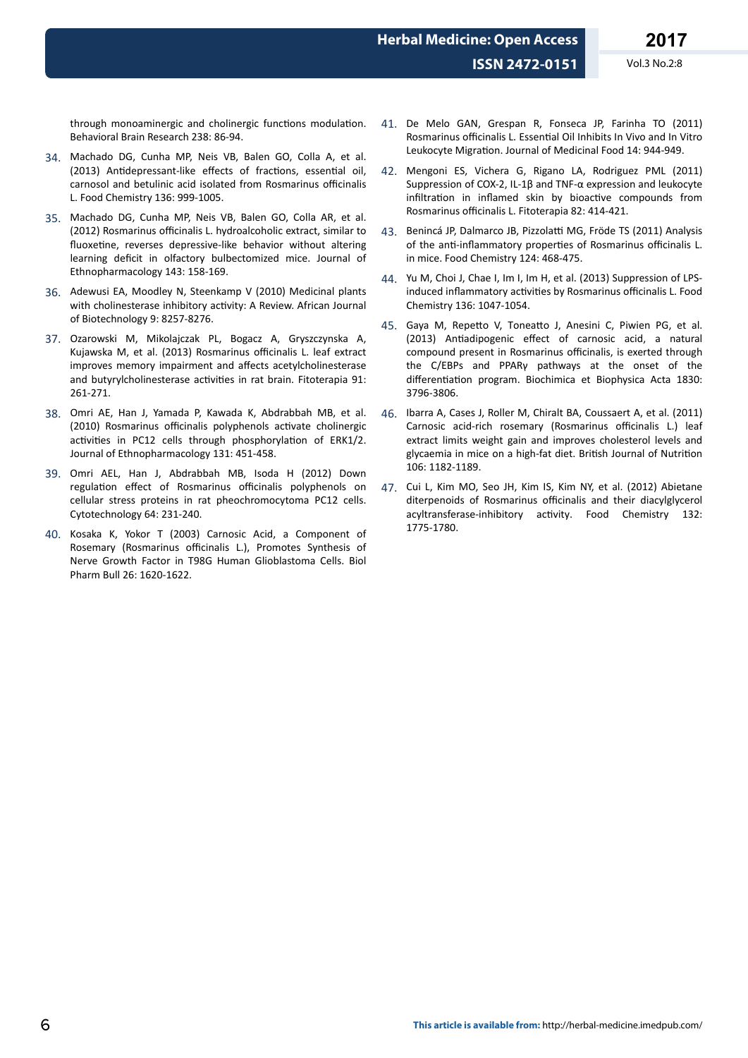through monoaminergic and cholinergic functions modulation. Behavioral Brain Research 238: 86-94.

34. Machado DG, Cunha MP, Neis VB, Balen GO, Colla A, et al. (2013) Antidepressant-like effects of fractions, essential oil, carnosol and betulinic acid isolated from Rosmarinus officinalis L. Food Chemistry 136: 999-1005.

35. Machado DG, Cunha MP, Neis VB, Balen GO, Colla AR, et al. (2012) Rosmarinus officinalis L. hydroalcoholic extract, similar to fluoxetine, reverses depressive-like behavior without altering learning deficit in olfactory bulbectomized mice. Journal of Ethnopharmacology 143: 158-169.

36. Adewusi EA, Moodley N, Steenkamp V (2010) Medicinal plants with cholinesterase inhibitory activity: A Review. African Journal of Biotechnology 9: 8257-8276.

37. Ozarowski M, Mikolajczak PL, Bogacz A, Gryszczynska A, Kujawska M, et al. (2013) Rosmarinus officinalis L. leaf extract improves memory impairment and affects acetylcholinesterase and butyrylcholinesterase activities in rat brain. Fitoterapia 91: 261-271.

38. Omri AE, Han J, Yamada P, Kawada K, Abdrabbah MB, et al. (2010) Rosmarinus officinalis polyphenols activate cholinergic activities in PC12 cells through phosphorylation of ERK1/2. Journal of Ethnopharmacology 131: 451-458.

39. Omri AEL, Han J, Abdrabbah MB, Isoda H (2012) Down regulation effect of Rosmarinus officinalis polyphenols on cellular stress proteins in rat pheochromocytoma PC12 cells. Cytotechnology 64: 231-240.

40. Kosaka K, Yokor T (2003) Carnosic Acid, a Component of Rosemary (Rosmarinus officinalis L.), Promotes Synthesis of Nerve Growth Factor in T98G Human Glioblastoma Cells. Biol Pharm Bull 26: 1620-1622.

41. De Melo GAN, Grespan R, Fonseca JP, Farinha TO (2011) Rosmarinus officinalis L. Essential Oil Inhibits In Vivo and In Vitro Leukocyte Migration. Journal of Medicinal Food 14: 944-949.

42. Mengoni ES, Vichera G, Rigano LA, Rodriguez PML (2011) Suppression of COX-2, IL-1β and TNF-α expression and leukocyte infiltration in inflamed skin by bioactive compounds from Rosmarinus officinalis L. Fitoterapia 82: 414-421.

43. Benincá JP, Dalmarco JB, Pizzolatti MG, Fröde TS (2011) Analysis of the anti-inflammatory properties of Rosmarinus officinalis L. in mice. Food Chemistry 124: 468-475.

44. Yu M, Choi J, Chae I, Im I, Im H, et al. (2013) Suppression of LPS-induced inflammatory activities by Rosmarinus officinalis L. Food Chemistry 136: 1047-1054.

45. Gaya M, Repetto V, Toneatto J, Anesini C, Piwien PG, et al. (2013) Antiadipogenic effect of carnosic acid, a natural compound present in Rosmarinus officinalis, is exerted through the C/EBPs and PPARγ pathways at the onset of the differentiation program. Biochimica et Biophysica Acta 1830: 3796-3806.

46. Ibarra A, Cases J, Roller M, Chiralt BA, Coussaert A, et al. (2011) Carnosic acid-rich rosemary (Rosmarinus officinalis L.) leaf extract limits weight gain and improves cholesterol levels and glycaemia in mice on a high-fat diet. British Journal of Nutrition 106: 1182-1189.

47. Cui L, Kim MO, Seo JH, Kim IS, Kim NY, et al. (2012) Abietane diterpenoids of Rosmarinus officinalis and their diacylglycerol acyltransferase-inhibitory activity. Food Chemistry 132: 1775-1780.